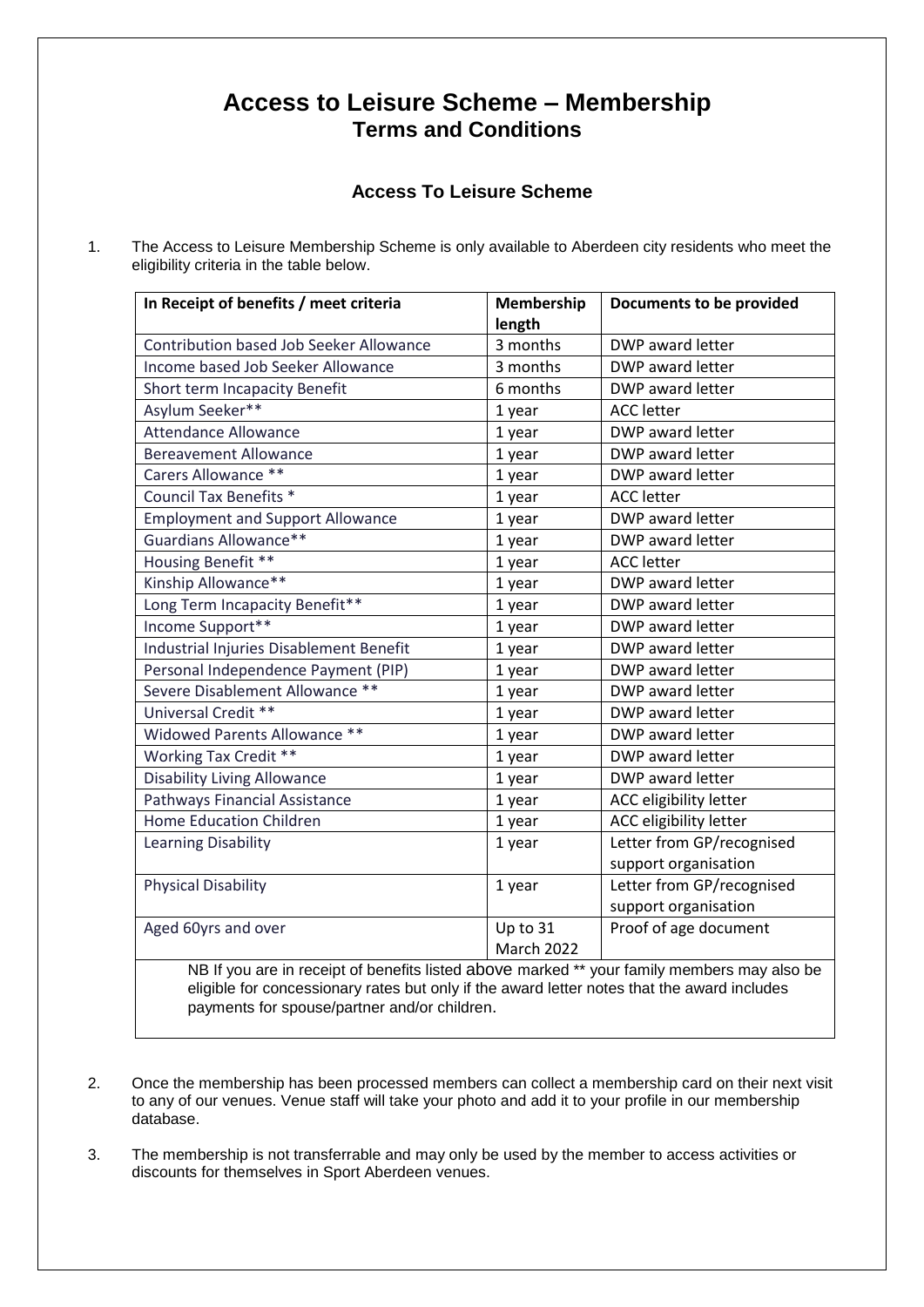# Access to Leisure Scheme – Membership

## Terms and Conditions

### Access To Leisure Scheme

1. The Access to Leisure Membership Scheme is only available to Aberdeen city residents who meet the eligibility criteria in the table below.

| In Receipt of benefits / meet criteria | Membership length | Documents to be provided |
|---|---|---|
| Contribution based Job Seeker Allowance | 3 months | DWP award letter |
| Income based Job Seeker Allowance | 3 months | DWP award letter |
| Short term Incapacity Benefit | 6 months | DWP award letter |
| Asylum Seeker** | 1 year | ACC letter |
| Attendance Allowance | 1 year | DWP award letter |
| Bereavement Allowance | 1 year | DWP award letter |
| Carers Allowance ** | 1 year | DWP award letter |
| Council Tax Benefits * | 1 year | ACC letter |
| Employment and Support Allowance | 1 year | DWP award letter |
| Guardians Allowance** | 1 year | DWP award letter |
| Housing Benefit ** | 1 year | ACC letter |
| Kinship Allowance** | 1 year | DWP award letter |
| Long Term Incapacity Benefit** | 1 year | DWP award letter |
| Income Support** | 1 year | DWP award letter |
| Industrial Injuries Disablement Benefit | 1 year | DWP award letter |
| Personal Independence Payment (PIP) | 1 year | DWP award letter |
| Severe Disablement Allowance ** | 1 year | DWP award letter |
| Universal Credit ** | 1 year | DWP award letter |
| Widowed Parents Allowance ** | 1 year | DWP award letter |
| Working Tax Credit ** | 1 year | DWP award letter |
| Disability Living Allowance | 1 year | DWP award letter |
| Pathways Financial Assistance | 1 year | ACC eligibility letter |
| Home Education Children | 1 year | ACC eligibility letter |
| Learning Disability | 1 year | Letter from GP/recognised support organisation |
| Physical Disability | 1 year | Letter from GP/recognised support organisation |
| Aged 60yrs and over | Up to 31 March 2022 | Proof of age document |

NB If you are in receipt of benefits listed above marked ** your family members may also be eligible for concessionary rates but only if the award letter notes that the award includes payments for spouse/partner and/or children.

2. Once the membership has been processed members can collect a membership card on their next visit to any of our venues. Venue staff will take your photo and add it to your profile in our membership database.

3. The membership is not transferrable and may only be used by the member to access activities or discounts for themselves in Sport Aberdeen venues.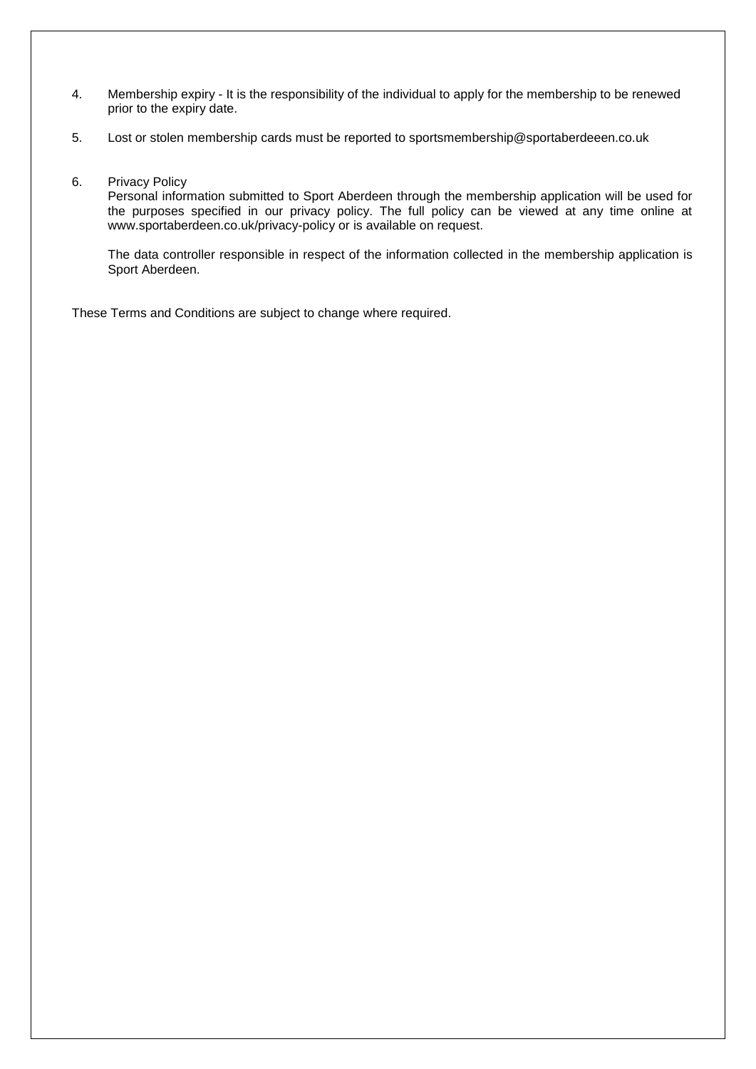4. Membership expiry - It is the responsibility of the individual to apply for the membership to be renewed prior to the expiry date.

5. Lost or stolen membership cards must be reported to sportsmembership@sportaberdeeen.co.uk

6. Privacy Policy
   Personal information submitted to Sport Aberdeen through the membership application will be used for the purposes specified in our privacy policy. The full policy can be viewed at any time online at www.sportaberdeen.co.uk/privacy-policy or is available on request.

   The data controller responsible in respect of the information collected in the membership application is Sport Aberdeen.

These Terms and Conditions are subject to change where required.